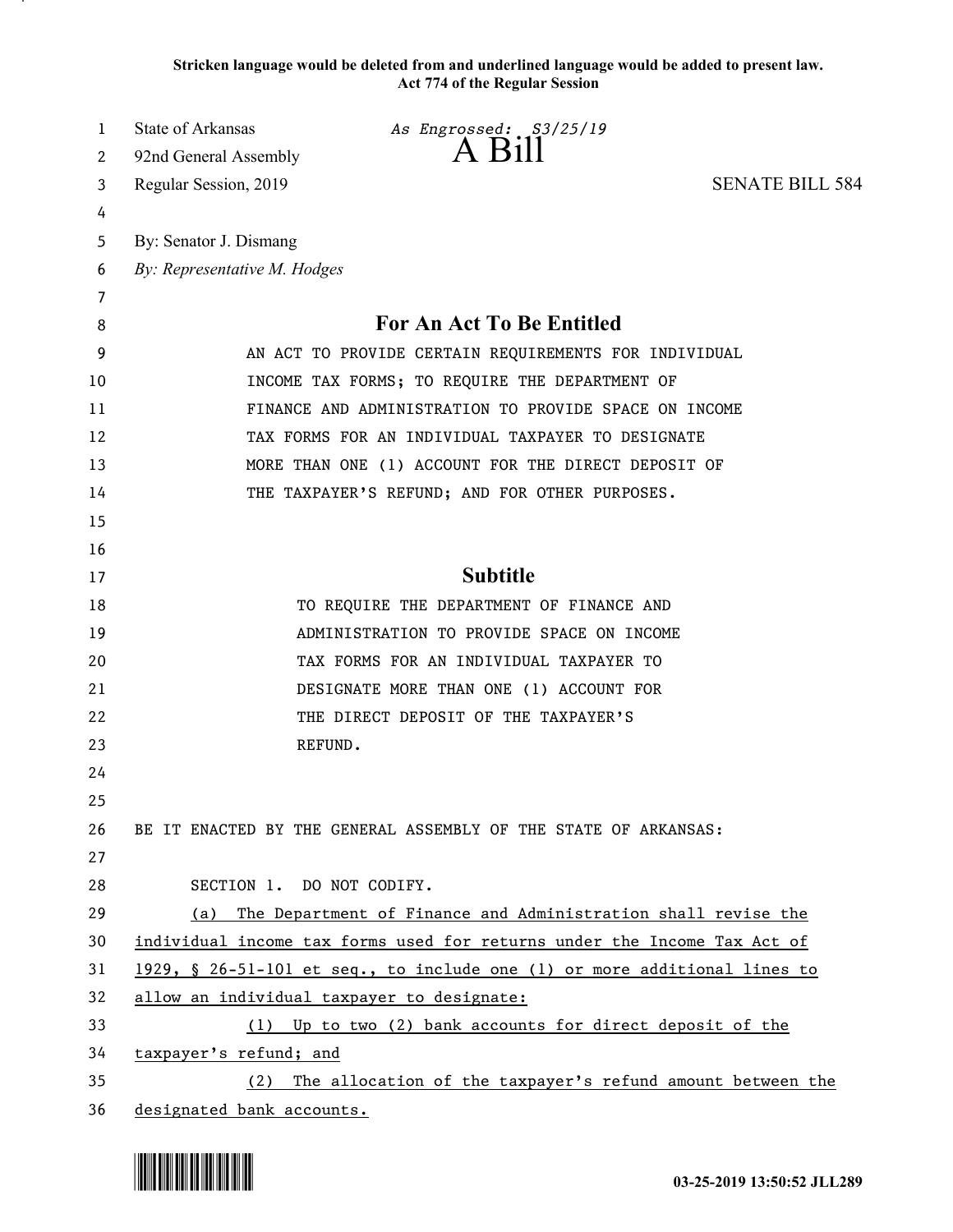**Stricken language would be deleted from and underlined language would be added to present law.**
**Act 774 of the Regular Session**

State of Arkansas *As Engrossed: S3/25/19*
92nd General Assembly
# A Bill
Regular Session, 2019 SENATE BILL 584

By: Senator J. Dismang
*By: Representative M. Hodges*

## For An Act To Be Entitled

AN ACT TO PROVIDE CERTAIN REQUIREMENTS FOR INDIVIDUAL INCOME TAX FORMS; TO REQUIRE THE DEPARTMENT OF FINANCE AND ADMINISTRATION TO PROVIDE SPACE ON INCOME TAX FORMS FOR AN INDIVIDUAL TAXPAYER TO DESIGNATE MORE THAN ONE (1) ACCOUNT FOR THE DIRECT DEPOSIT OF THE TAXPAYER'S REFUND; AND FOR OTHER PURPOSES.

## Subtitle

TO REQUIRE THE DEPARTMENT OF FINANCE AND ADMINISTRATION TO PROVIDE SPACE ON INCOME TAX FORMS FOR AN INDIVIDUAL TAXPAYER TO DESIGNATE MORE THAN ONE (1) ACCOUNT FOR THE DIRECT DEPOSIT OF THE TAXPAYER'S REFUND.

BE IT ENACTED BY THE GENERAL ASSEMBLY OF THE STATE OF ARKANSAS:

SECTION 1. DO NOT CODIFY.

<u>(a) The Department of Finance and Administration shall revise the individual income tax forms used for returns under the Income Tax Act of 1929, § 26-51-101 et seq., to include one (1) or more additional lines to allow an individual taxpayer to designate:</u>

<u>(1) Up to two (2) bank accounts for direct deposit of the taxpayer's refund; and</u>

<u>(2) The allocation of the taxpayer's refund amount between the designated bank accounts.</u>

03-25-2019 13:50:52 JLL289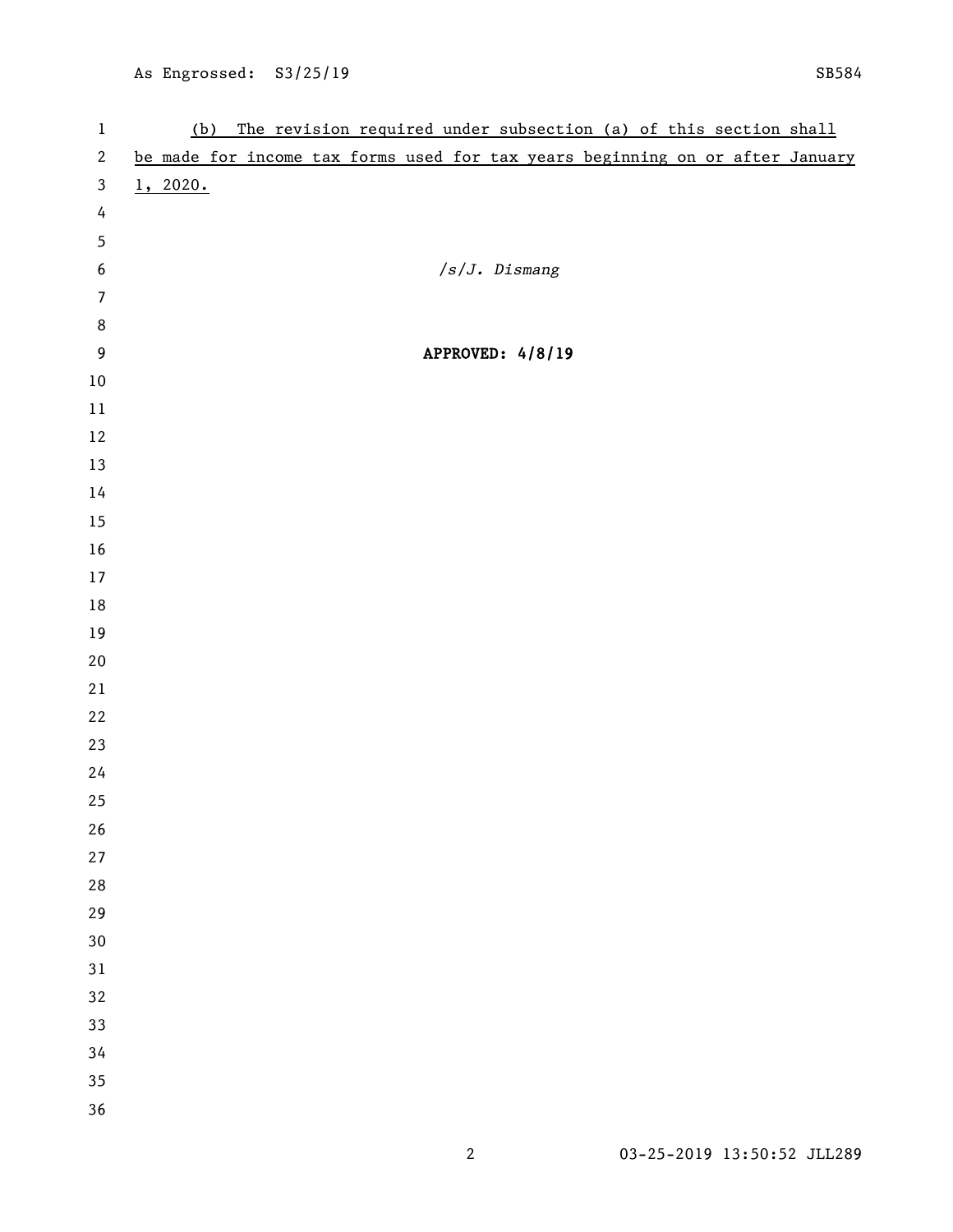(b) The revision required under subsection (a) of this section shall be made for income tax forms used for tax years beginning on or after January 1, 2020.

*/s/J. Dismang*

**APPROVED: 4/8/19**